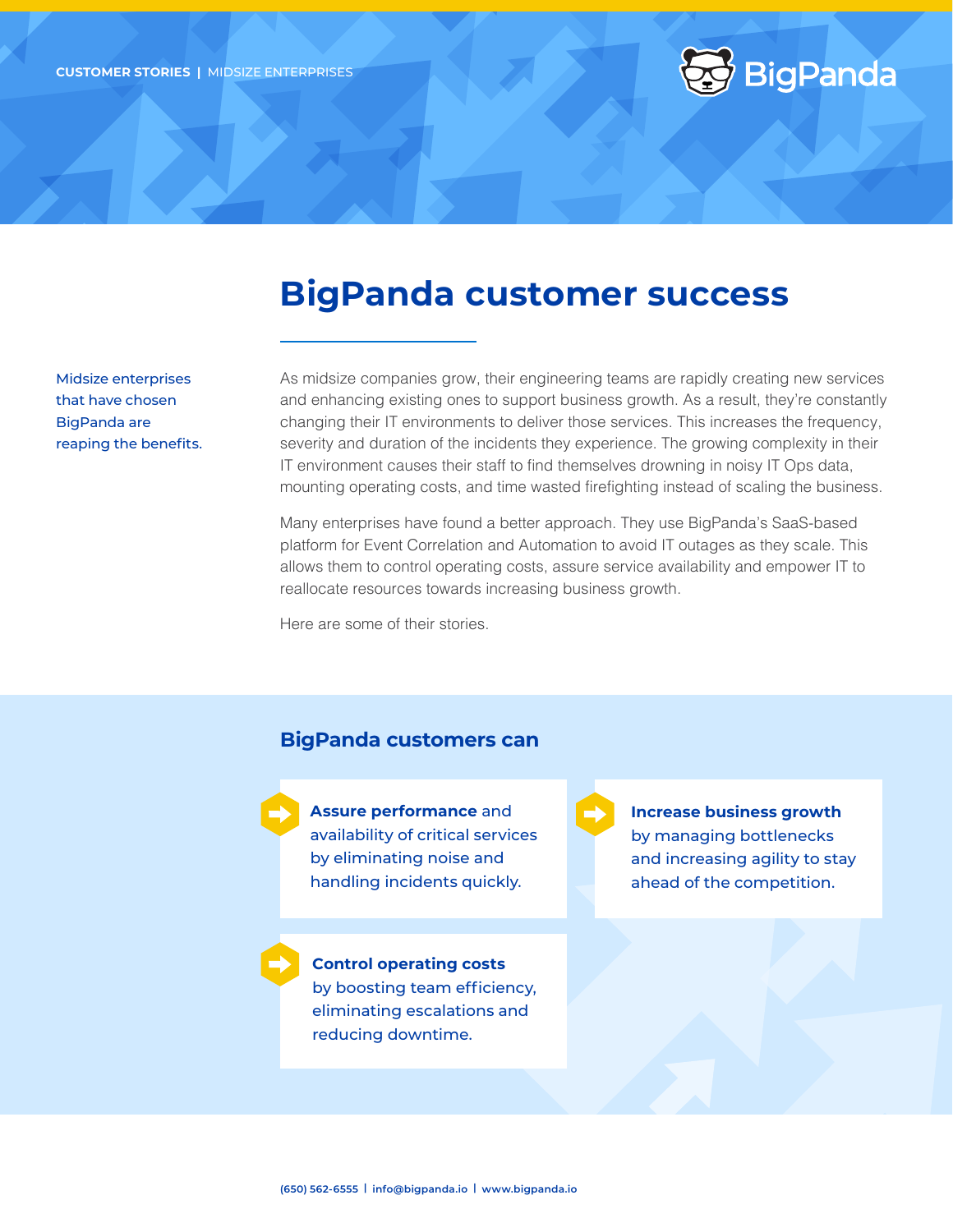**CUSTOMER STORIES** | MIDSIZE ENTERPRISES

BigPanda

# BigPanda customer success

Midsize enterprises that have chosen BigPanda are reaping the benefits.

As midsize companies grow, their engineering teams are rapidly creating new services and enhancing existing ones to support business growth. As a result, they're constantly changing their IT environments to deliver those services. This increases the frequency, severity and duration of the incidents they experience. The growing complexity in their IT environment causes their staff to find themselves drowning in noisy IT Ops data, mounting operating costs, and time wasted firefighting instead of scaling the business.

Many enterprises have found a better approach. They use BigPanda's SaaS-based platform for Event Correlation and Automation to avoid IT outages as they scale. This allows them to control operating costs, assure service availability and empower IT to reallocate resources towards increasing business growth.

Here are some of their stories.

## BigPanda customers can

- **Assure performance** and availability of critical services by eliminating noise and handling incidents quickly.
- **Increase business growth** by managing bottlenecks and increasing agility to stay ahead of the competition.
- **Control operating costs** by boosting team efficiency, eliminating escalations and reducing downtime.

(650) 562-6555 | info@bigpanda.io | www.bigpanda.io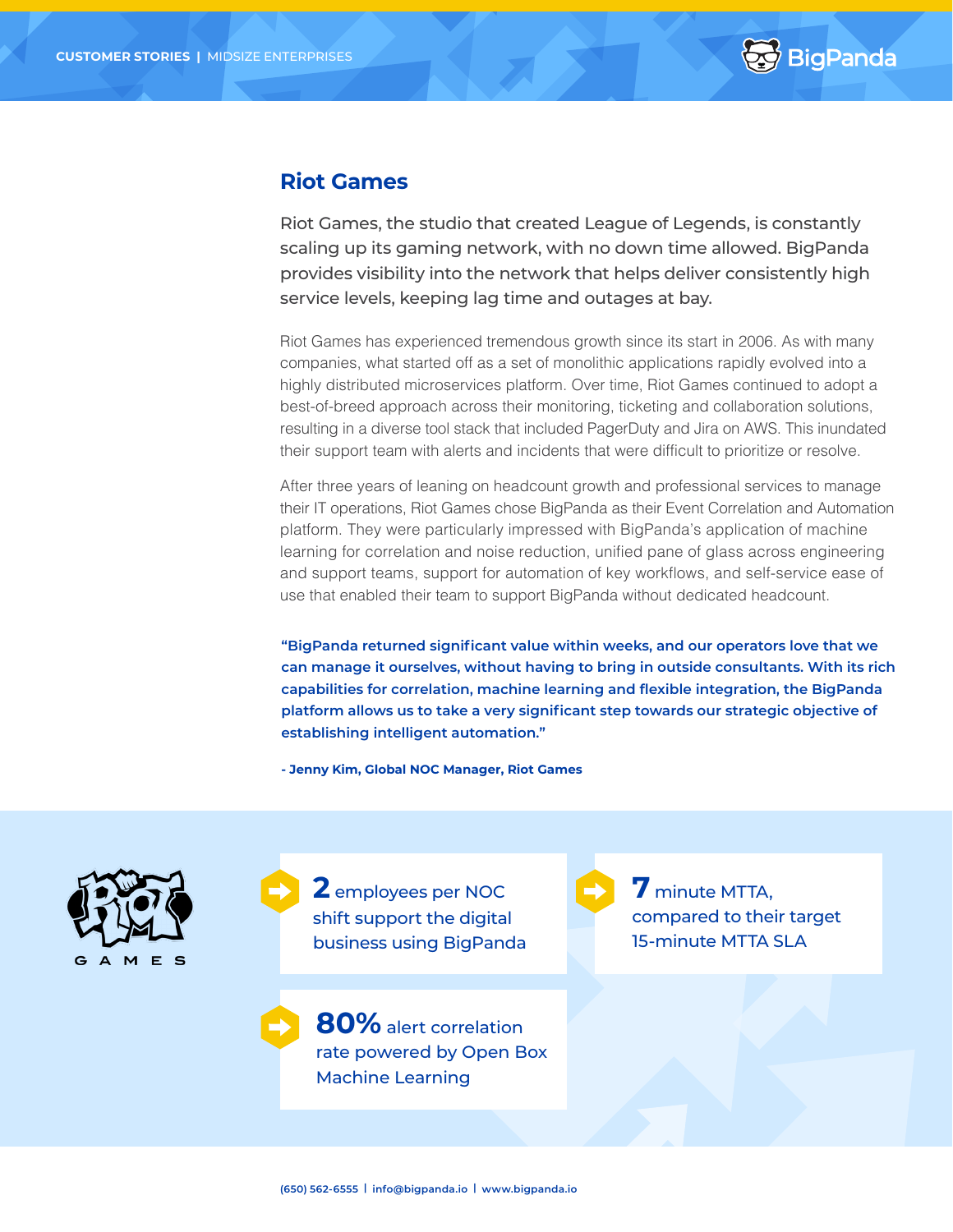CUSTOMER STORIES | MIDSIZE ENTERPRISES

## Riot Games

Riot Games, the studio that created League of Legends, is constantly scaling up its gaming network, with no down time allowed. BigPanda provides visibility into the network that helps deliver consistently high service levels, keeping lag time and outages at bay.

Riot Games has experienced tremendous growth since its start in 2006. As with many companies, what started off as a set of monolithic applications rapidly evolved into a highly distributed microservices platform. Over time, Riot Games continued to adopt a best-of-breed approach across their monitoring, ticketing and collaboration solutions, resulting in a diverse tool stack that included PagerDuty and Jira on AWS. This inundated their support team with alerts and incidents that were difficult to prioritize or resolve.

After three years of leaning on headcount growth and professional services to manage their IT operations, Riot Games chose BigPanda as their Event Correlation and Automation platform. They were particularly impressed with BigPanda's application of machine learning for correlation and noise reduction, unified pane of glass across engineering and support teams, support for automation of key workflows, and self-service ease of use that enabled their team to support BigPanda without dedicated headcount.

**"BigPanda returned significant value within weeks, and our operators love that we can manage it ourselves, without having to bring in outside consultants. With its rich capabilities for correlation, machine learning and flexible integration, the BigPanda platform allows us to take a very significant step towards our strategic objective of establishing intelligent automation."**

**- Jenny Kim, Global NOC Manager, Riot Games**

- **2** employees per NOC shift support the digital business using BigPanda
- **7** minute MTTA, compared to their target 15-minute MTTA SLA
- **80%** alert correlation rate powered by Open Box Machine Learning

(650) 562-6555 | info@bigpanda.io | www.bigpanda.io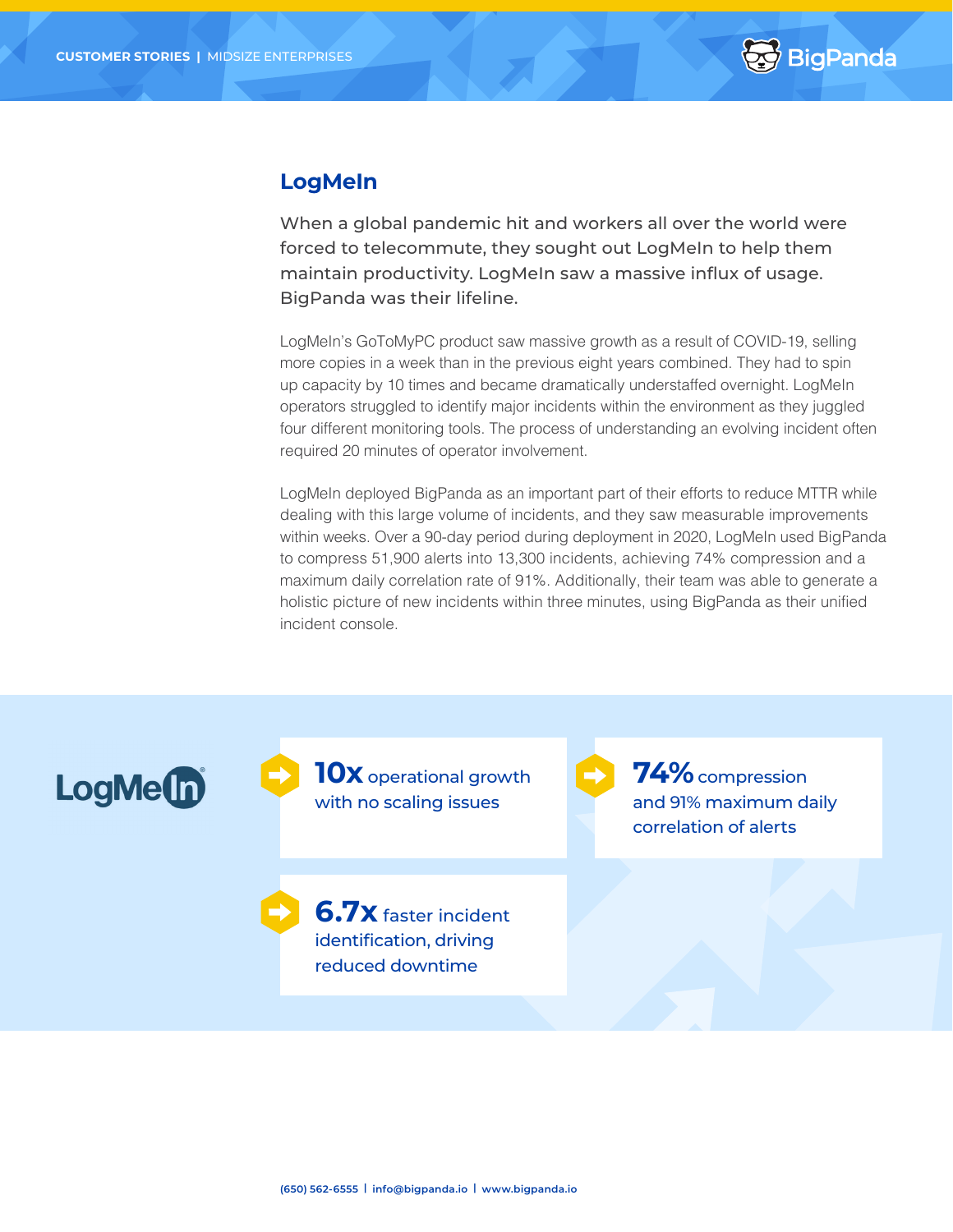## LogMeIn

When a global pandemic hit and workers all over the world were forced to telecommute, they sought out LogMeIn to help them maintain productivity. LogMeIn saw a massive influx of usage. BigPanda was their lifeline.

LogMeIn's GoToMyPC product saw massive growth as a result of COVID-19, selling more copies in a week than in the previous eight years combined. They had to spin up capacity by 10 times and became dramatically understaffed overnight. LogMeIn operators struggled to identify major incidents within the environment as they juggled four different monitoring tools. The process of understanding an evolving incident often required 20 minutes of operator involvement.

LogMeIn deployed BigPanda as an important part of their efforts to reduce MTTR while dealing with this large volume of incidents, and they saw measurable improvements within weeks. Over a 90-day period during deployment in 2020, LogMeIn used BigPanda to compress 51,900 alerts into 13,300 incidents, achieving 74% compression and a maximum daily correlation rate of 91%. Additionally, their team was able to generate a holistic picture of new incidents within three minutes, using BigPanda as their unified incident console.

**10x** operational growth with no scaling issues

**74%** compression and 91% maximum daily correlation of alerts

**6.7x** faster incident identification, driving reduced downtime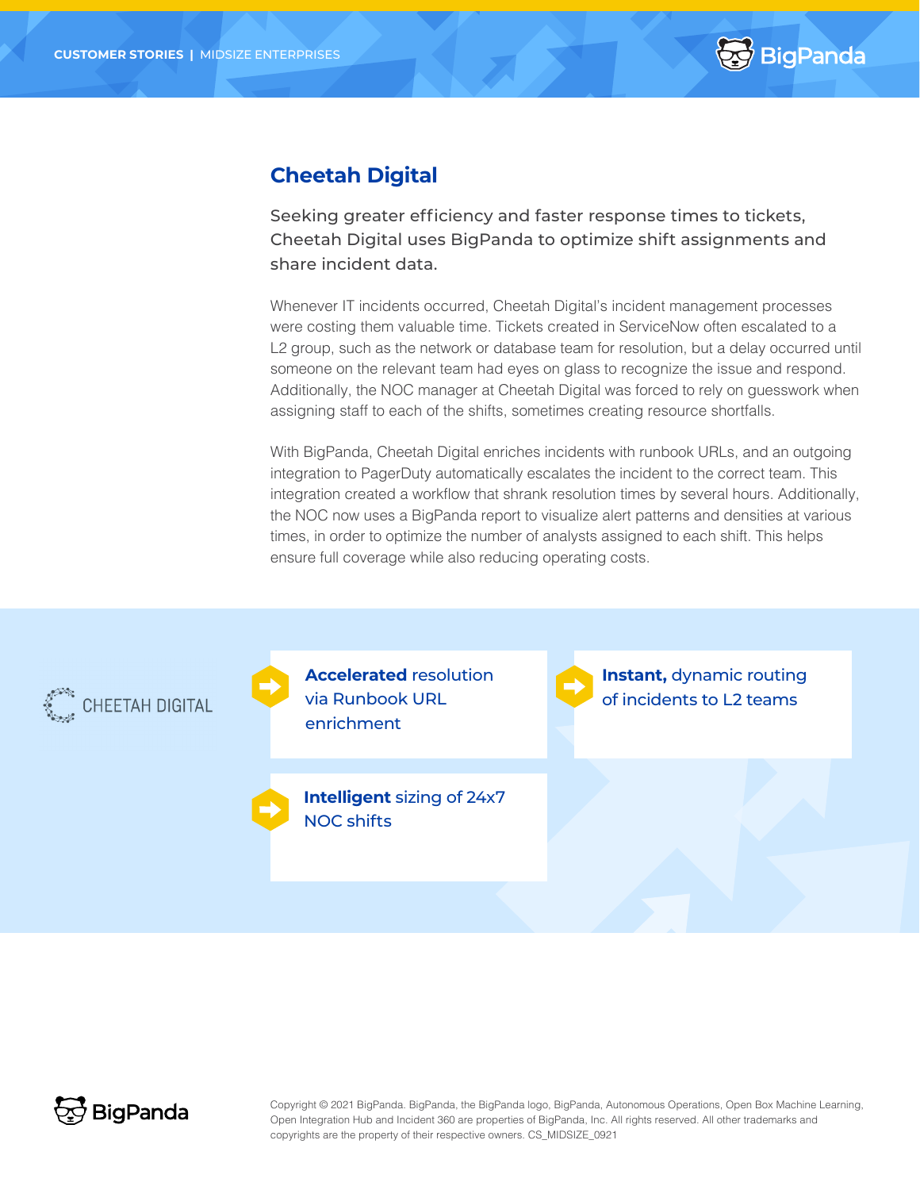CUSTOMER STORIES | MIDSIZE ENTERPRISES

## Cheetah Digital

Seeking greater efficiency and faster response times to tickets, Cheetah Digital uses BigPanda to optimize shift assignments and share incident data.

Whenever IT incidents occurred, Cheetah Digital's incident management processes were costing them valuable time. Tickets created in ServiceNow often escalated to a L2 group, such as the network or database team for resolution, but a delay occurred until someone on the relevant team had eyes on glass to recognize the issue and respond. Additionally, the NOC manager at Cheetah Digital was forced to rely on guesswork when assigning staff to each of the shifts, sometimes creating resource shortfalls.

With BigPanda, Cheetah Digital enriches incidents with runbook URLs, and an outgoing integration to PagerDuty automatically escalates the incident to the correct team. This integration created a workflow that shrank resolution times by several hours. Additionally, the NOC now uses a BigPanda report to visualize alert patterns and densities at various times, in order to optimize the number of analysts assigned to each shift. This helps ensure full coverage while also reducing operating costs.

CHEETAH DIGITAL

- **Accelerated** resolution via Runbook URL enrichment
- **Instant,** dynamic routing of incidents to L2 teams
- **Intelligent** sizing of 24x7 NOC shifts

Copyright © 2021 BigPanda. BigPanda, the BigPanda logo, BigPanda, Autonomous Operations, Open Box Machine Learning, Open Integration Hub and Incident 360 are properties of BigPanda, Inc. All rights reserved. All other trademarks and copyrights are the property of their respective owners. CS_MIDSIZE_0921